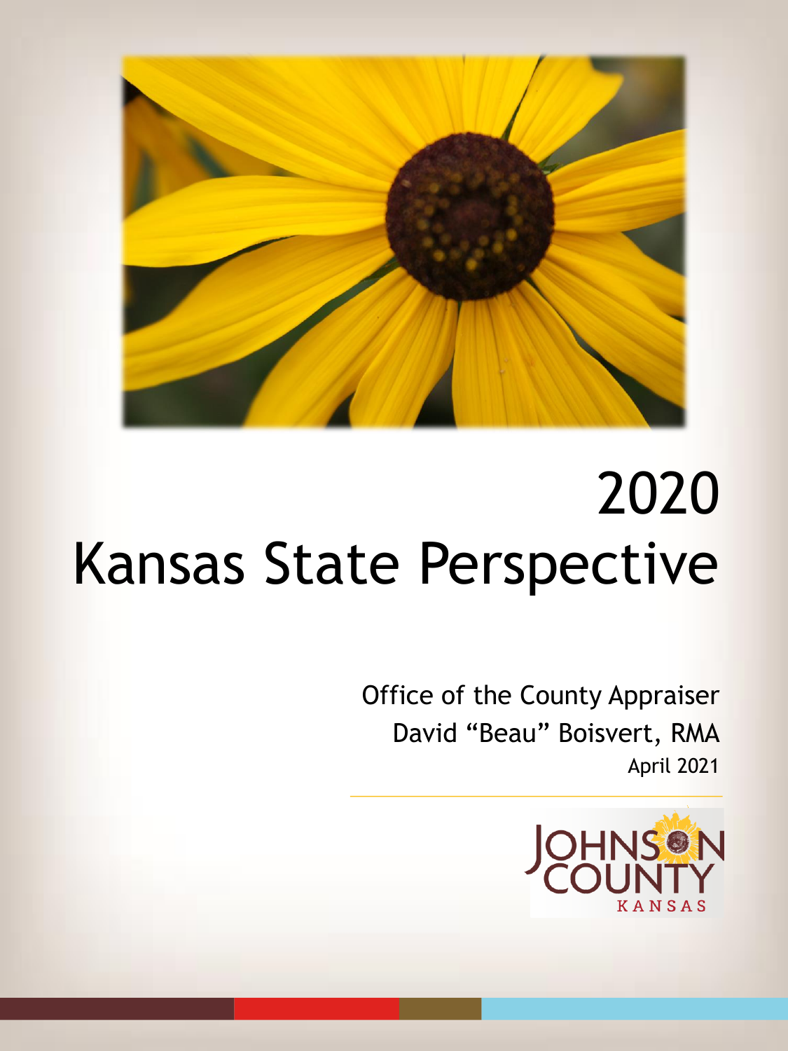# 2020 Kansas State Perspective

Office of the County Appraiser

David “Beau” Boisvert, RMA

April 2021

JOHNSON COUNTY KANSAS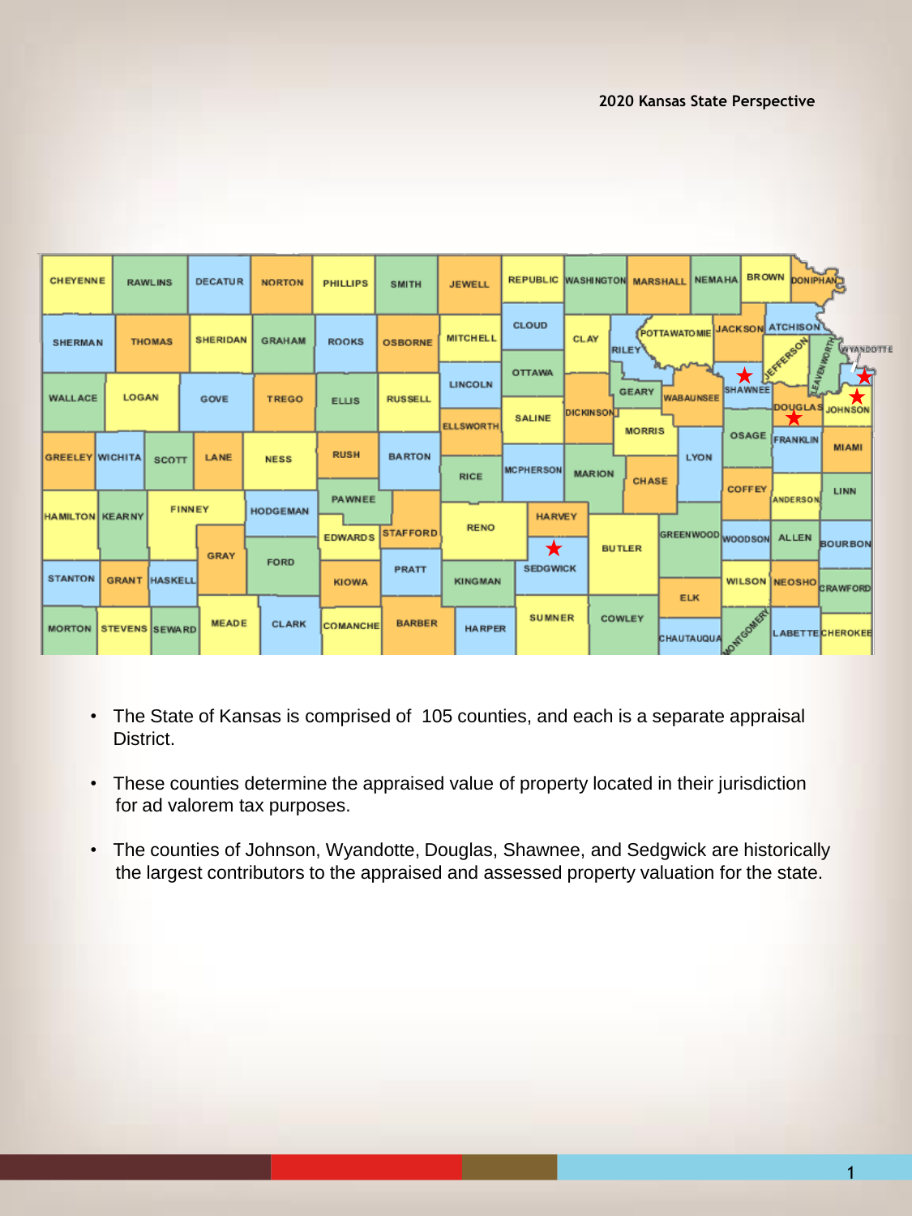## 2020 Kansas State Perspective

- The State of Kansas is comprised of 105 counties, and each is a separate appraisal District.
- These counties determine the appraised value of property located in their jurisdiction for ad valorem tax purposes.
- The counties of Johnson, Wyandotte, Douglas, Shawnee, and Sedgwick are historically the largest contributors to the appraised and assessed property valuation for the state.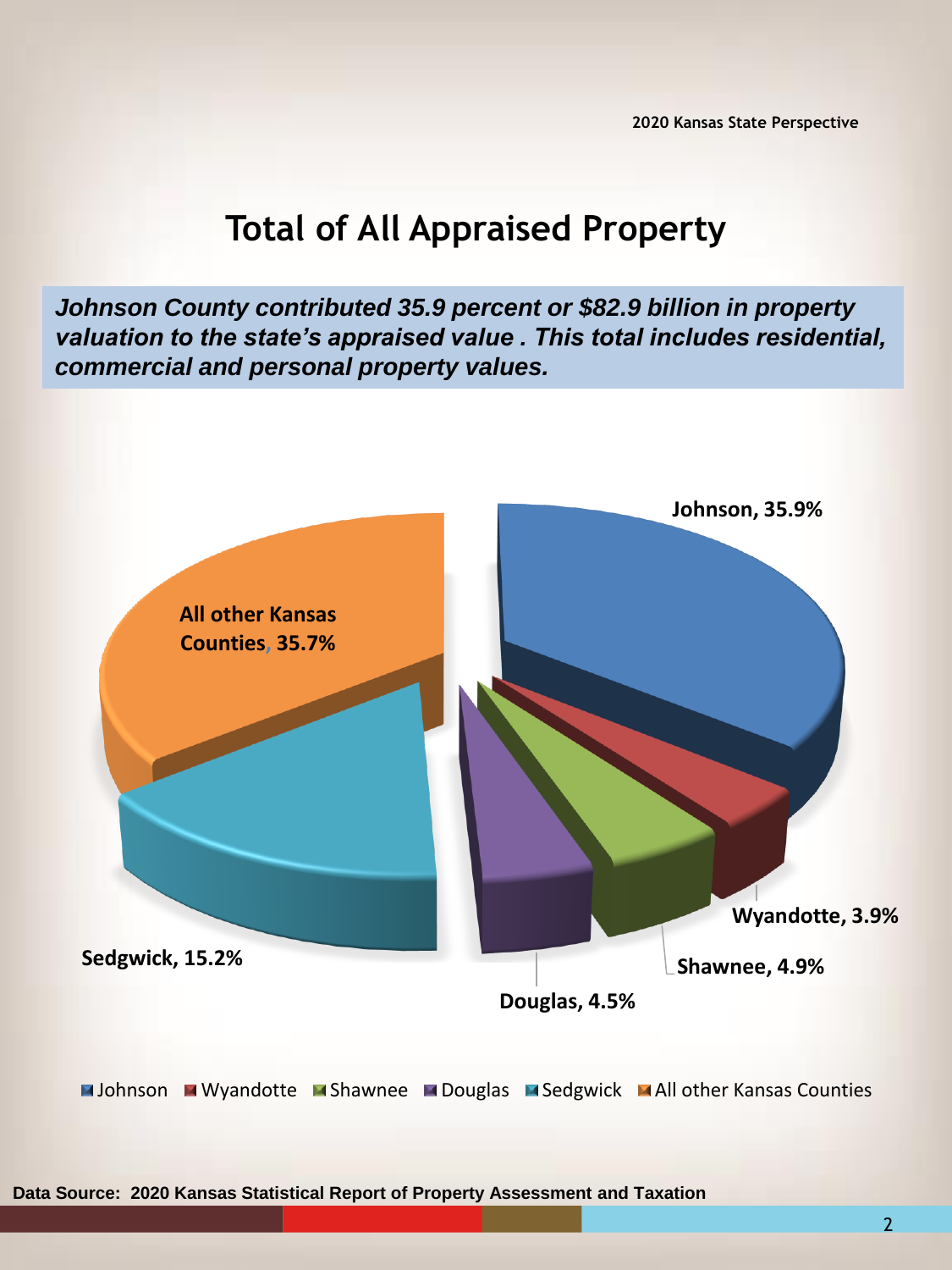# Total of All Appraised Property

***Johnson County contributed 35.9 percent or $82.9 billion in property valuation to the state's appraised value . This total includes residential, commercial and personal property values.***

Johnson, 35.9%

All other Kansas Counties, 35.7%

Sedgwick, 15.2%

Douglas, 4.5%

Shawnee, 4.9%

Wyandotte, 3.9%

Johnson | Wyandotte | Shawnee | Douglas | Sedgwick | All other Kansas Counties

**Data Source: 2020 Kansas Statistical Report of Property Assessment and Taxation**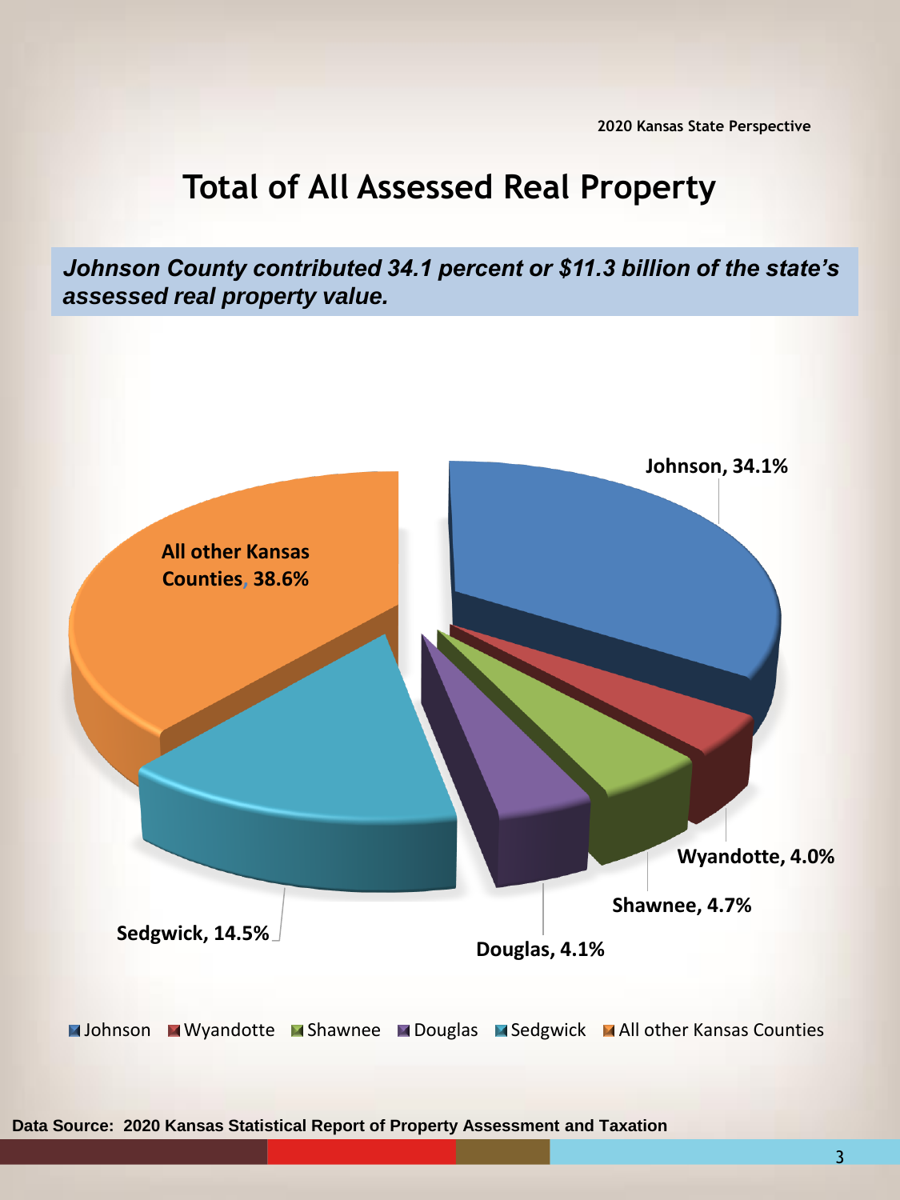# Total of All Assessed Real Property

***Johnson County contributed 34.1 percent or $11.3 billion of the state's assessed real property value.***

Johnson, 34.1%

Wyandotte, 4.0%

Shawnee, 4.7%

Douglas, 4.1%

Sedgwick, 14.5%

All other Kansas Counties, 38.6%

Johnson · Wyandotte · Shawnee · Douglas · Sedgwick · All other Kansas Counties

**Data Source: 2020 Kansas Statistical Report of Property Assessment and Taxation**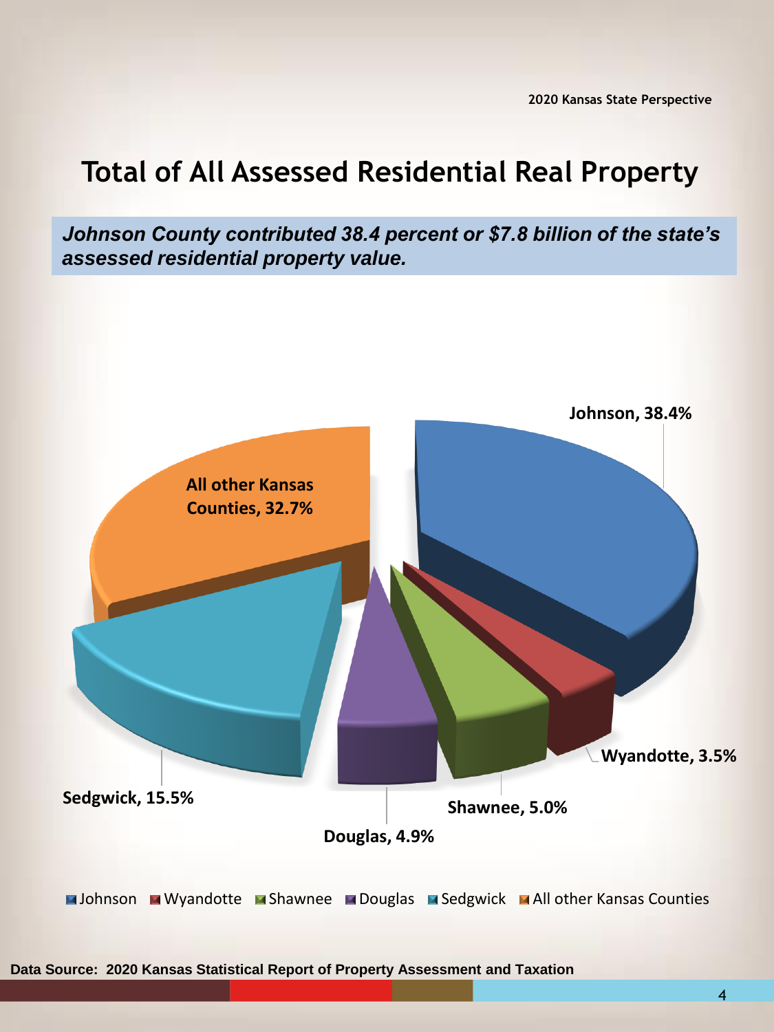# Total of All Assessed Residential Real Property

***Johnson County contributed 38.4 percent or $7.8 billion of the state's assessed residential property value.***

Johnson, 38.4%

All other Kansas Counties, 32.7%

Wyandotte, 3.5%

Sedgwick, 15.5%

Shawnee, 5.0%

Douglas, 4.9%

Johnson | Wyandotte | Shawnee | Douglas | Sedgwick | All other Kansas Counties

**Data Source: 2020 Kansas Statistical Report of Property Assessment and Taxation**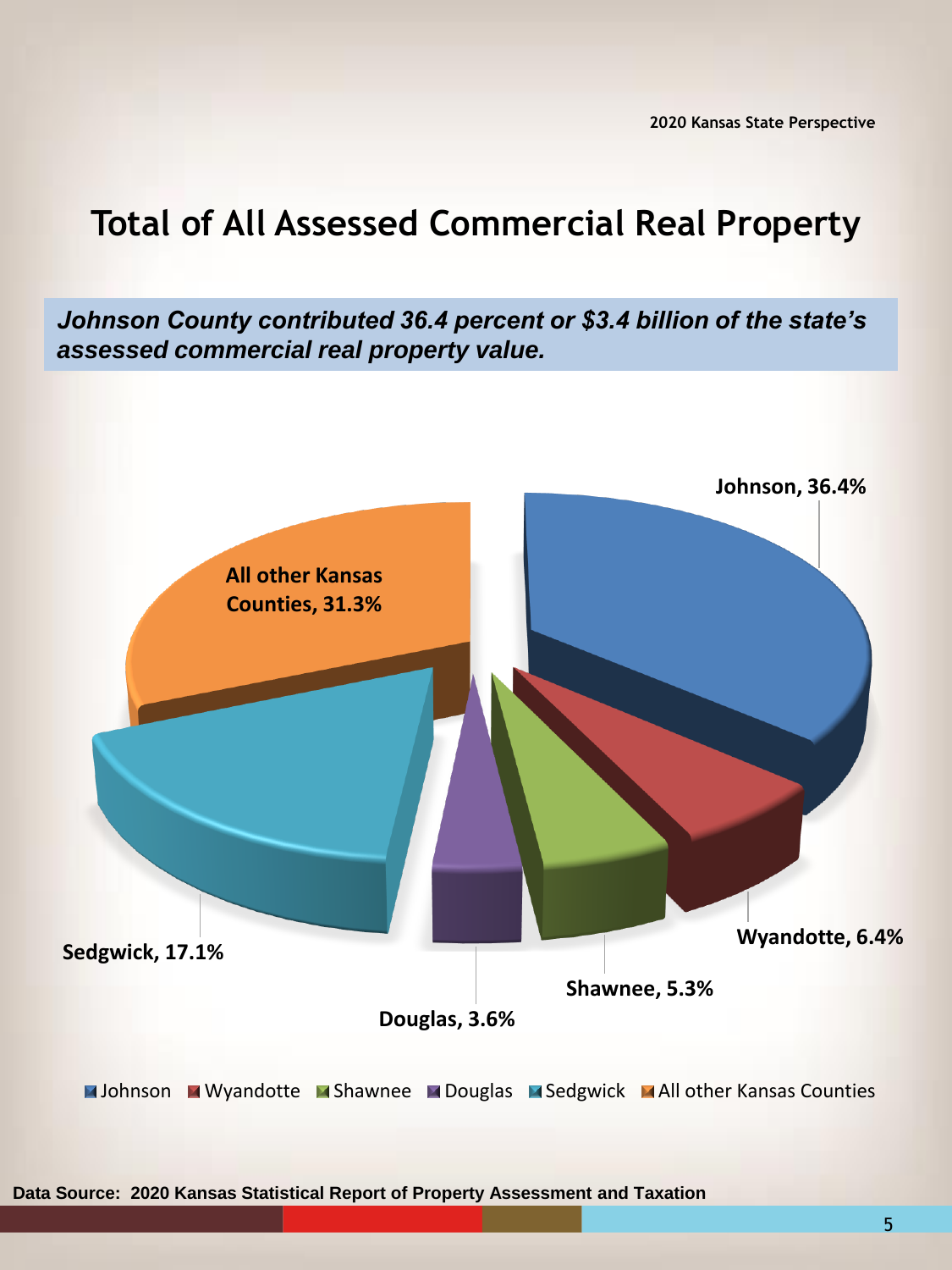# Total of All Assessed Commercial Real Property

***Johnson County contributed 36.4 percent or $3.4 billion of the state's assessed commercial real property value.***

Johnson, 36.4%

All other Kansas Counties, 31.3%

Wyandotte, 6.4%

Shawnee, 5.3%

Douglas, 3.6%

Sedgwick, 17.1%

Johnson | Wyandotte | Shawnee | Douglas | Sedgwick | All other Kansas Counties

**Data Source: 2020 Kansas Statistical Report of Property Assessment and Taxation**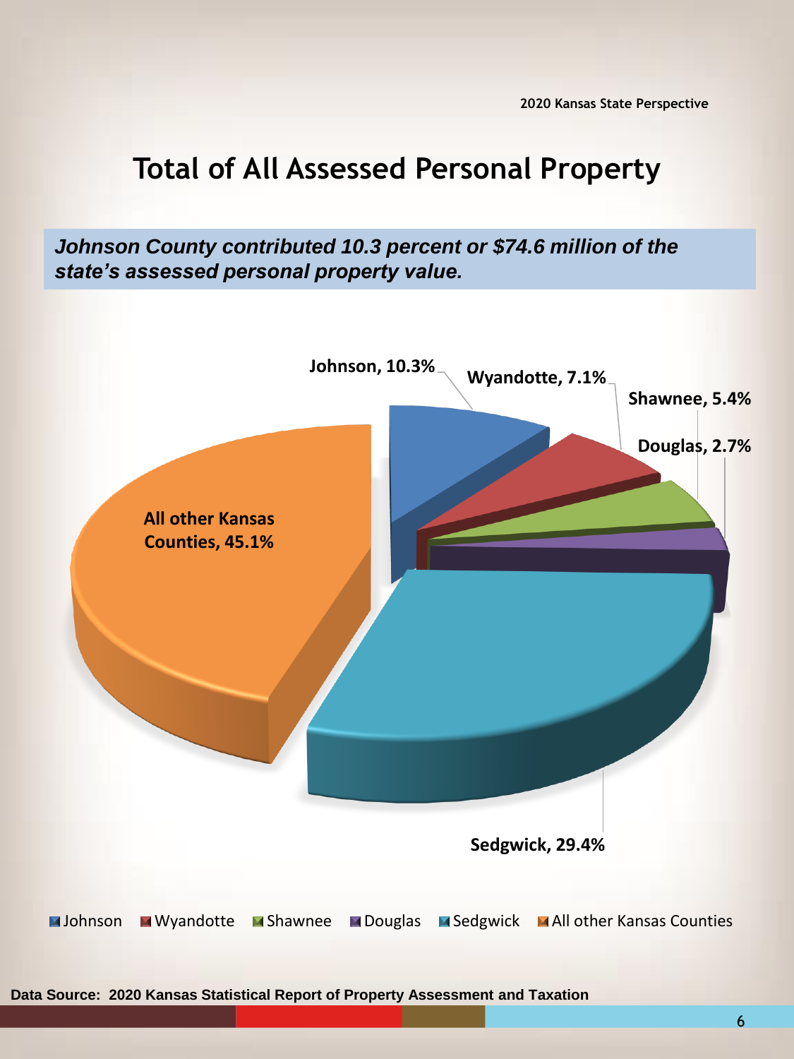2020 Kansas State Perspective

# Total of All Assessed Personal Property

***Johnson County contributed 10.3 percent or $74.6 million of the state's assessed personal property value.***

Johnson, 10.3%

Wyandotte, 7.1%

Shawnee, 5.4%

Douglas, 2.7%

All other Kansas Counties, 45.1%

Sedgwick, 29.4%

Johnson · Wyandotte · Shawnee · Douglas · Sedgwick · All other Kansas Counties

**Data Source: 2020 Kansas Statistical Report of Property Assessment and Taxation**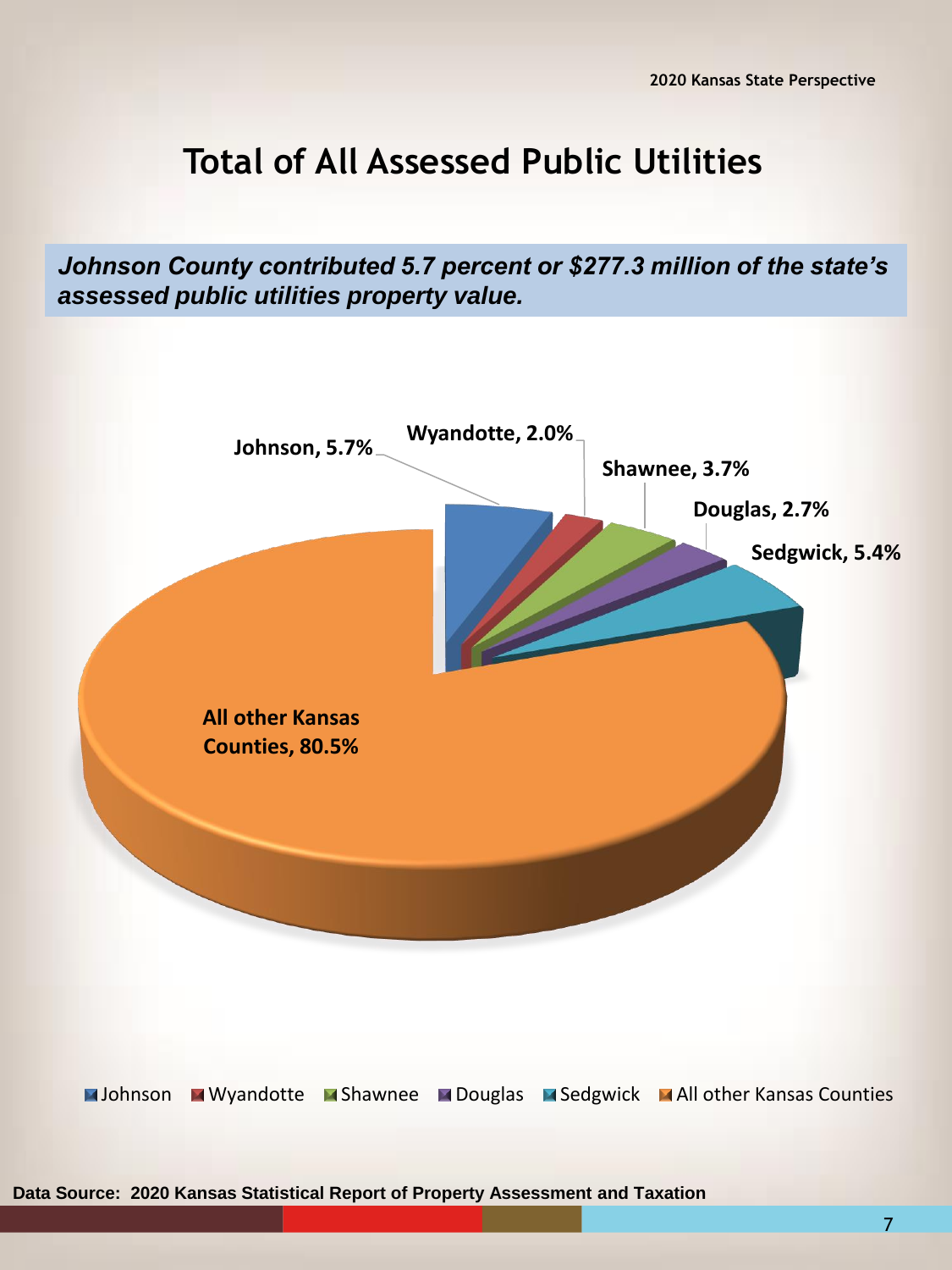# Total of All Assessed Public Utilities

***Johnson County contributed 5.7 percent or $277.3 million of the state's assessed public utilities property value.***

Johnson, 5.7%

Wyandotte, 2.0%

Shawnee, 3.7%

Douglas, 2.7%

Sedgwick, 5.4%

All other Kansas Counties, 80.5%

Johnson | Wyandotte | Shawnee | Douglas | Sedgwick | All other Kansas Counties

**Data Source: 2020 Kansas Statistical Report of Property Assessment and Taxation**